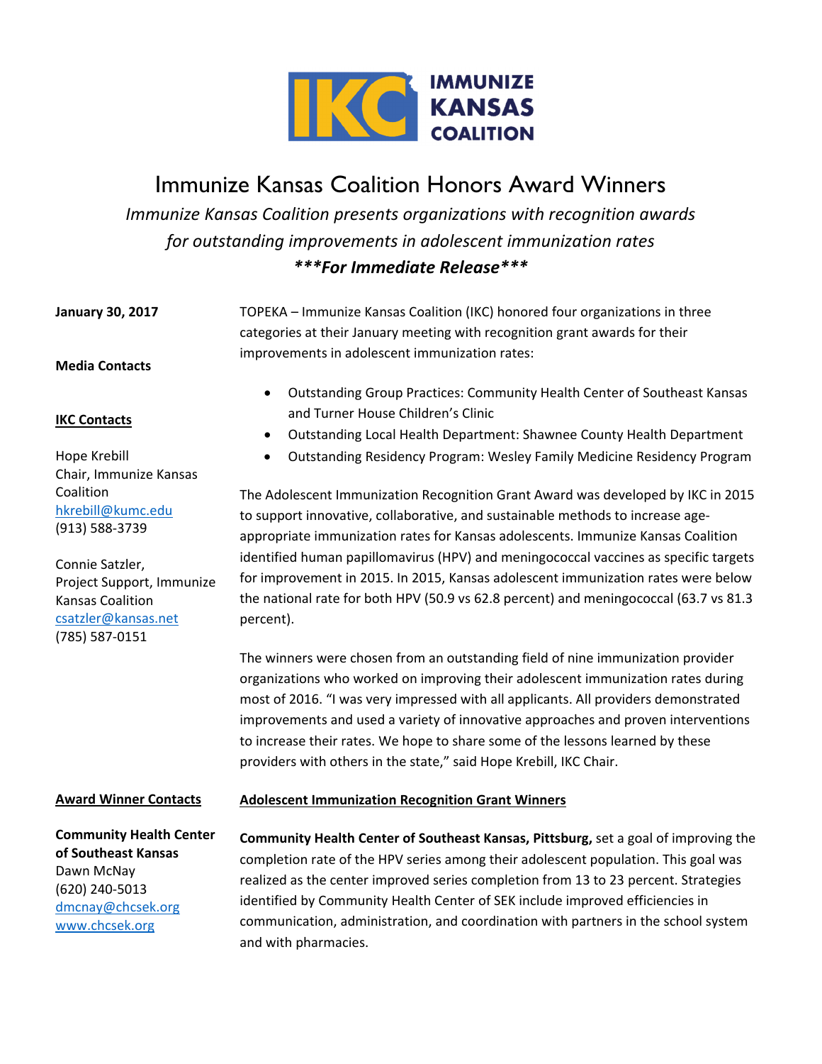IMMUNIZE KANSAS COALITION

# Immunize Kansas Coalition Honors Award Winners

*Immunize Kansas Coalition presents organizations with recognition awards for outstanding improvements in adolescent immunization rates*

***\*\*\*For Immediate Release\*\*\****

**January 30, 2017**

**Media Contacts**

**IKC Contacts**

Hope Krebill
Chair, Immunize Kansas Coalition
hkrebill@kumc.edu
(913) 588-3739

Connie Satzler,
Project Support, Immunize Kansas Coalition
csatzler@kansas.net
(785) 587-0151

TOPEKA – Immunize Kansas Coalition (IKC) honored four organizations in three categories at their January meeting with recognition grant awards for their improvements in adolescent immunization rates:

- Outstanding Group Practices: Community Health Center of Southeast Kansas and Turner House Children's Clinic
- Outstanding Local Health Department: Shawnee County Health Department
- Outstanding Residency Program: Wesley Family Medicine Residency Program

The Adolescent Immunization Recognition Grant Award was developed by IKC in 2015 to support innovative, collaborative, and sustainable methods to increase age-appropriate immunization rates for Kansas adolescents. Immunize Kansas Coalition identified human papillomavirus (HPV) and meningococcal vaccines as specific targets for improvement in 2015. In 2015, Kansas adolescent immunization rates were below the national rate for both HPV (50.9 vs 62.8 percent) and meningococcal (63.7 vs 81.3 percent).

The winners were chosen from an outstanding field of nine immunization provider organizations who worked on improving their adolescent immunization rates during most of 2016. "I was very impressed with all applicants. All providers demonstrated improvements and used a variety of innovative approaches and proven interventions to increase their rates. We hope to share some of the lessons learned by these providers with others in the state," said Hope Krebill, IKC Chair.

**Award Winner Contacts**

**Community Health Center of Southeast Kansas**
Dawn McNay
(620) 240-5013
dmcnay@chcsek.org
www.chcsek.org

## Adolescent Immunization Recognition Grant Winners

**Community Health Center of Southeast Kansas, Pittsburg,** set a goal of improving the completion rate of the HPV series among their adolescent population. This goal was realized as the center improved series completion from 13 to 23 percent. Strategies identified by Community Health Center of SEK include improved efficiencies in communication, administration, and coordination with partners in the school system and with pharmacies.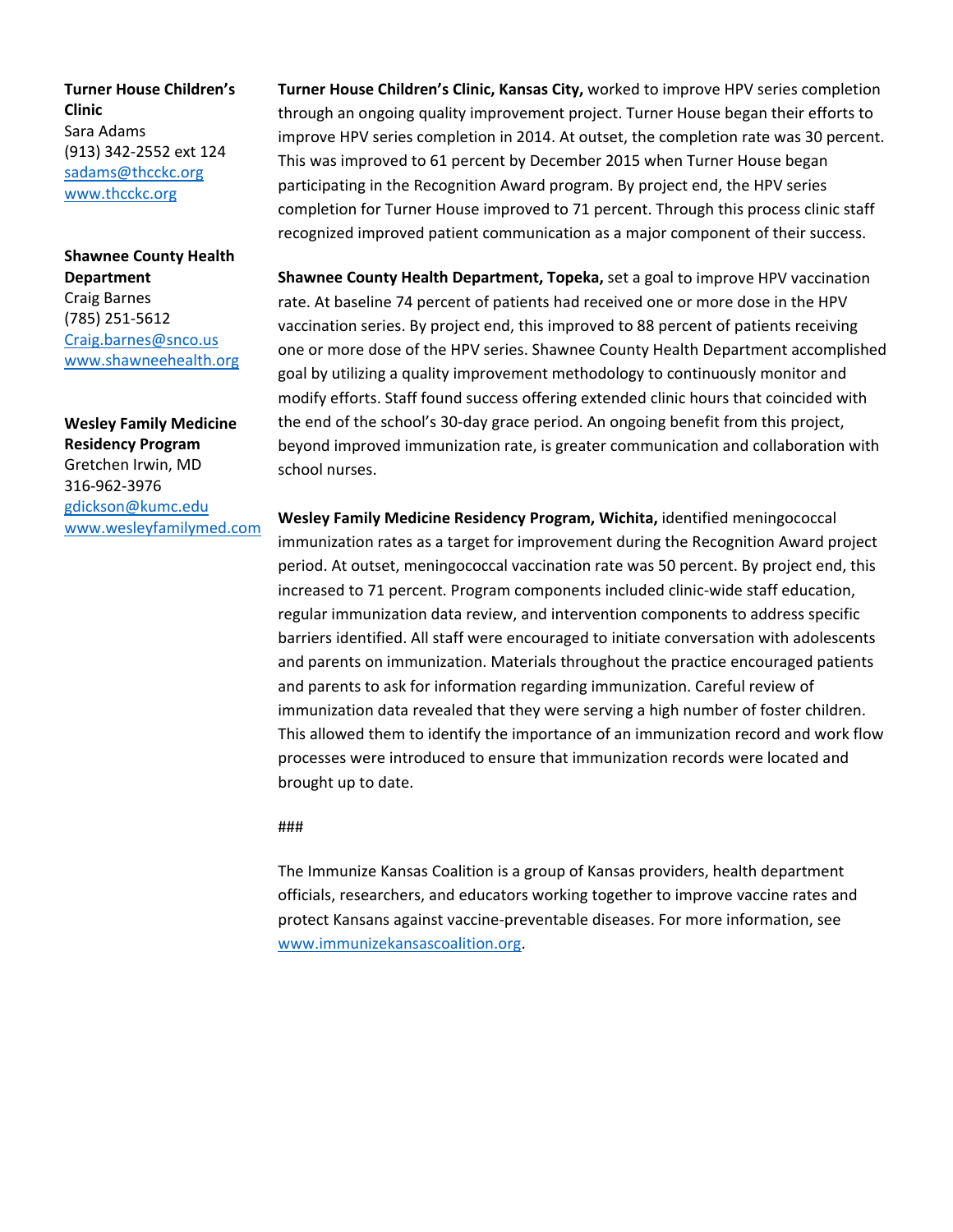**Turner House Children's Clinic**
Sara Adams
(913) 342-2552 ext 124
sadams@thcckc.org
www.thcckc.org

**Shawnee County Health Department**
Craig Barnes
(785) 251-5612
Craig.barnes@snco.us
www.shawneehealth.org

**Wesley Family Medicine Residency Program**
Gretchen Irwin, MD
316-962-3976
gdickson@kumc.edu
www.wesleyfamilymed.com

**Turner House Children's Clinic, Kansas City,** worked to improve HPV series completion through an ongoing quality improvement project. Turner House began their efforts to improve HPV series completion in 2014. At outset, the completion rate was 30 percent. This was improved to 61 percent by December 2015 when Turner House began participating in the Recognition Award program. By project end, the HPV series completion for Turner House improved to 71 percent. Through this process clinic staff recognized improved patient communication as a major component of their success.

**Shawnee County Health Department, Topeka,** set a goal to improve HPV vaccination rate. At baseline 74 percent of patients had received one or more dose in the HPV vaccination series. By project end, this improved to 88 percent of patients receiving one or more dose of the HPV series. Shawnee County Health Department accomplished goal by utilizing a quality improvement methodology to continuously monitor and modify efforts. Staff found success offering extended clinic hours that coincided with the end of the school's 30-day grace period. An ongoing benefit from this project, beyond improved immunization rate, is greater communication and collaboration with school nurses.

**Wesley Family Medicine Residency Program, Wichita,** identified meningococcal immunization rates as a target for improvement during the Recognition Award project period. At outset, meningococcal vaccination rate was 50 percent. By project end, this increased to 71 percent. Program components included clinic-wide staff education, regular immunization data review, and intervention components to address specific barriers identified. All staff were encouraged to initiate conversation with adolescents and parents on immunization. Materials throughout the practice encouraged patients and parents to ask for information regarding immunization. Careful review of immunization data revealed that they were serving a high number of foster children. This allowed them to identify the importance of an immunization record and work flow processes were introduced to ensure that immunization records were located and brought up to date.

###

The Immunize Kansas Coalition is a group of Kansas providers, health department officials, researchers, and educators working together to improve vaccine rates and protect Kansans against vaccine-preventable diseases. For more information, see www.immunizekansascoalition.org.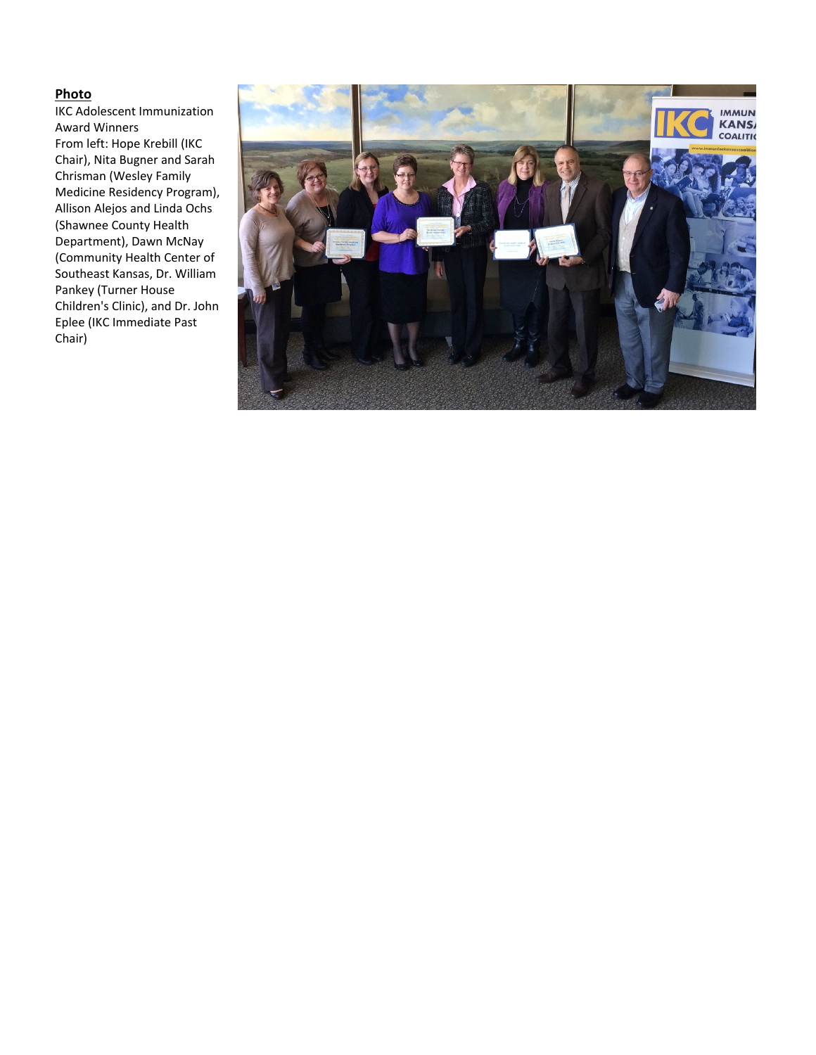**Photo**

IKC Adolescent Immunization Award Winners

From left: Hope Krebill (IKC Chair), Nita Bugner and Sarah Chrisman (Wesley Family Medicine Residency Program), Allison Alejos and Linda Ochs (Shawnee County Health Department), Dawn McNay (Community Health Center of Southeast Kansas, Dr. William Pankey (Turner House Children's Clinic), and Dr. John Eplee (IKC Immediate Past Chair)